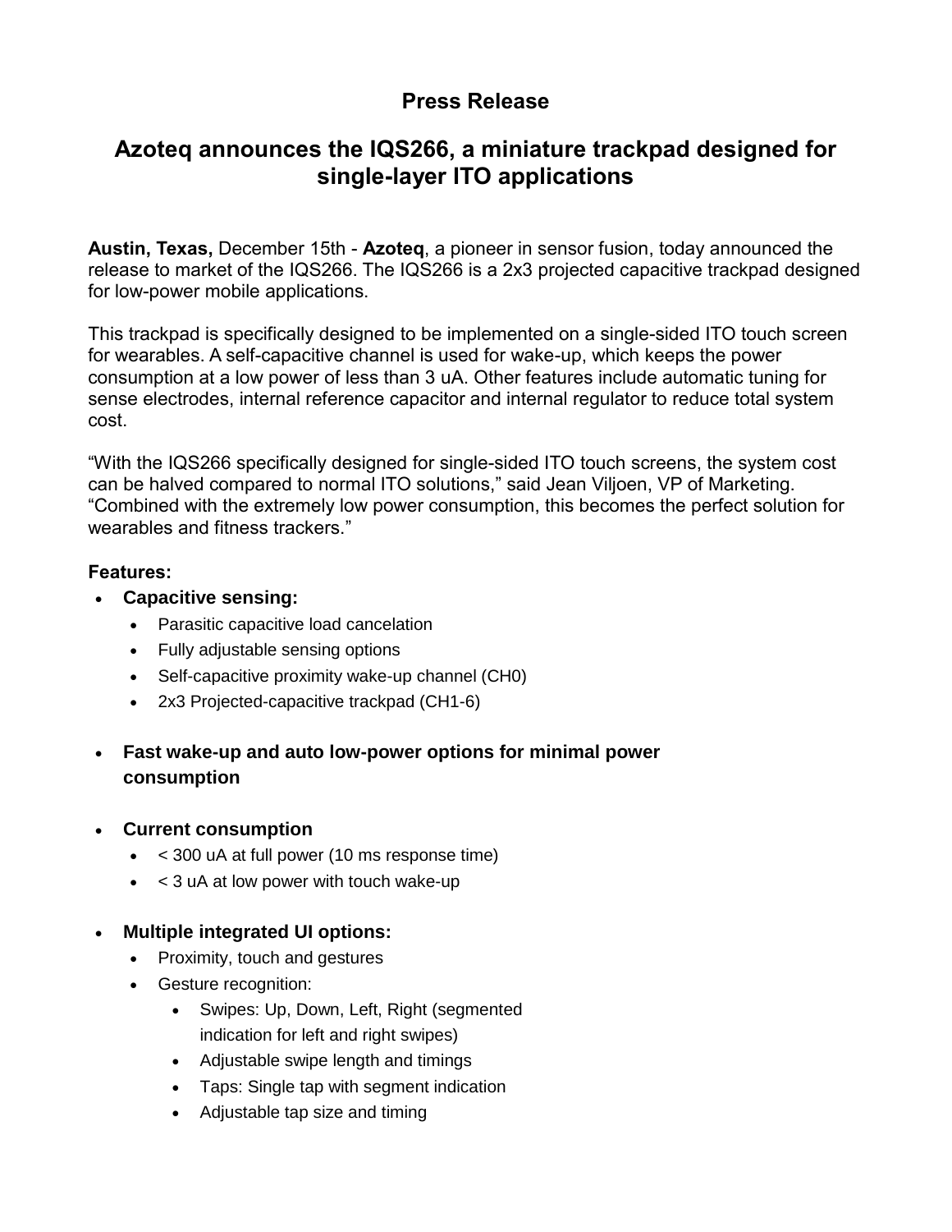# Press Release

## Azoteq announces the IQS266, a miniature trackpad designed for single-layer ITO applications

**Austin, Texas,** December 15th - **Azoteq**, a pioneer in sensor fusion, today announced the release to market of the IQS266. The IQS266 is a 2x3 projected capacitive trackpad designed for low-power mobile applications.

This trackpad is specifically designed to be implemented on a single-sided ITO touch screen for wearables. A self-capacitive channel is used for wake-up, which keeps the power consumption at a low power of less than 3 uA. Other features include automatic tuning for sense electrodes, internal reference capacitor and internal regulator to reduce total system cost.

“With the IQS266 specifically designed for single-sided ITO touch screens, the system cost can be halved compared to normal ITO solutions,” said Jean Viljoen, VP of Marketing. “Combined with the extremely low power consumption, this becomes the perfect solution for wearables and fitness trackers.”

**Features:**

- **Capacitive sensing:**
  - Parasitic capacitive load cancelation
  - Fully adjustable sensing options
  - Self-capacitive proximity wake-up channel (CH0)
  - 2x3 Projected-capacitive trackpad (CH1-6)
- **Fast wake-up and auto low-power options for minimal power consumption**
- **Current consumption**
  - < 300 uA at full power (10 ms response time)
  - < 3 uA at low power with touch wake-up
- **Multiple integrated UI options:**
  - Proximity, touch and gestures
  - Gesture recognition:
    - Swipes: Up, Down, Left, Right (segmented indication for left and right swipes)
    - Adjustable swipe length and timings
    - Taps: Single tap with segment indication
    - Adjustable tap size and timing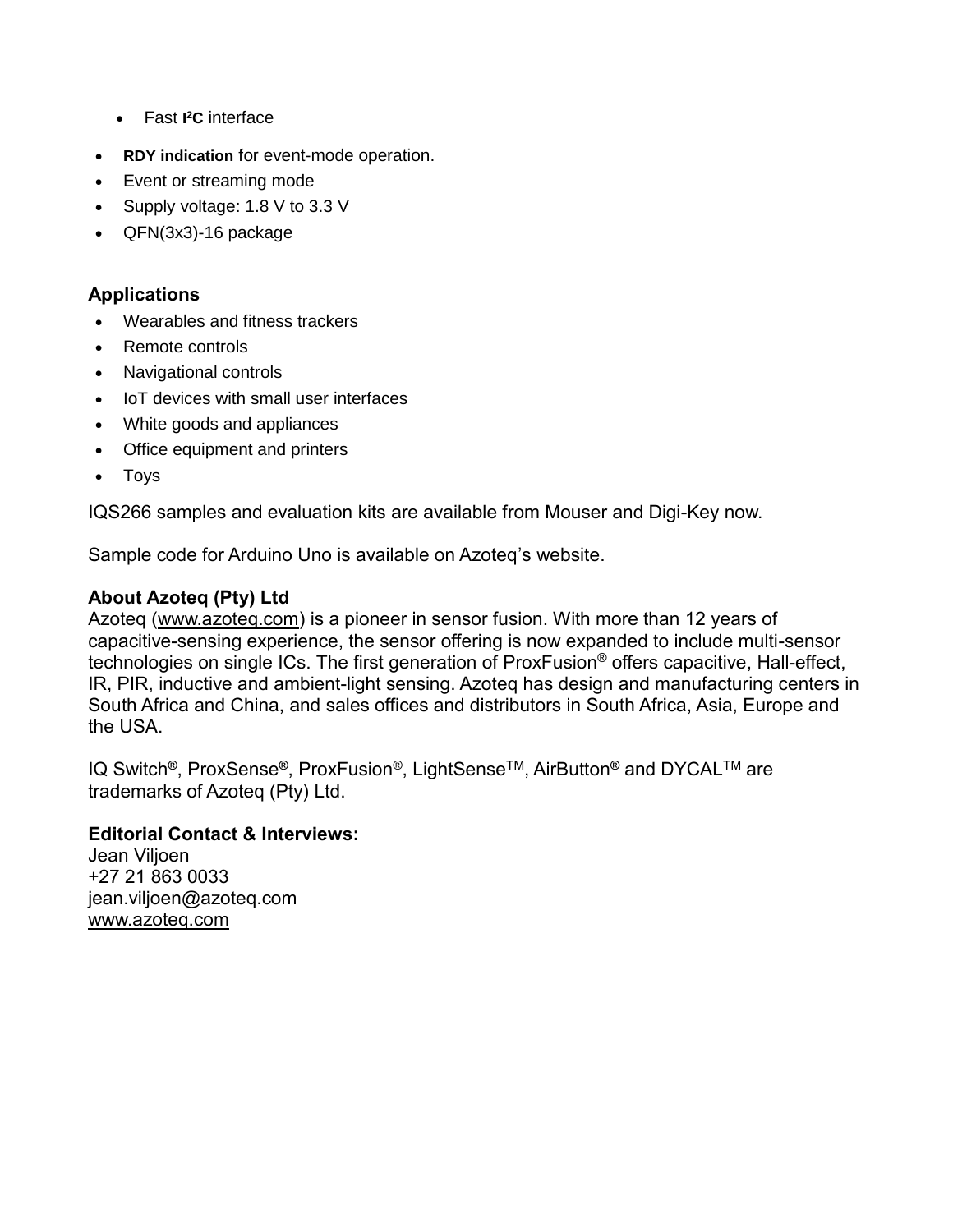- Fast **I²C** interface
- **RDY indication** for event-mode operation.
- Event or streaming mode
- Supply voltage: 1.8 V to 3.3 V
- QFN(3x3)-16 package

### Applications

- Wearables and fitness trackers
- Remote controls
- Navigational controls
- IoT devices with small user interfaces
- White goods and appliances
- Office equipment and printers
- Toys

IQS266 samples and evaluation kits are available from Mouser and Digi-Key now.

Sample code for Arduino Uno is available on Azoteq's website.

**About Azoteq (Pty) Ltd**
Azoteq (www.azoteq.com) is a pioneer in sensor fusion. With more than 12 years of capacitive-sensing experience, the sensor offering is now expanded to include multi-sensor technologies on single ICs. The first generation of ProxFusion® offers capacitive, Hall-effect, IR, PIR, inductive and ambient-light sensing. Azoteq has design and manufacturing centers in South Africa and China, and sales offices and distributors in South Africa, Asia, Europe and the USA.

IQ Switch®, ProxSense®, ProxFusion®, LightSense™, AirButton® and DYCAL™ are trademarks of Azoteq (Pty) Ltd.

**Editorial Contact & Interviews:**
Jean Viljoen
+27 21 863 0033
jean.viljoen@azoteq.com
www.azoteq.com